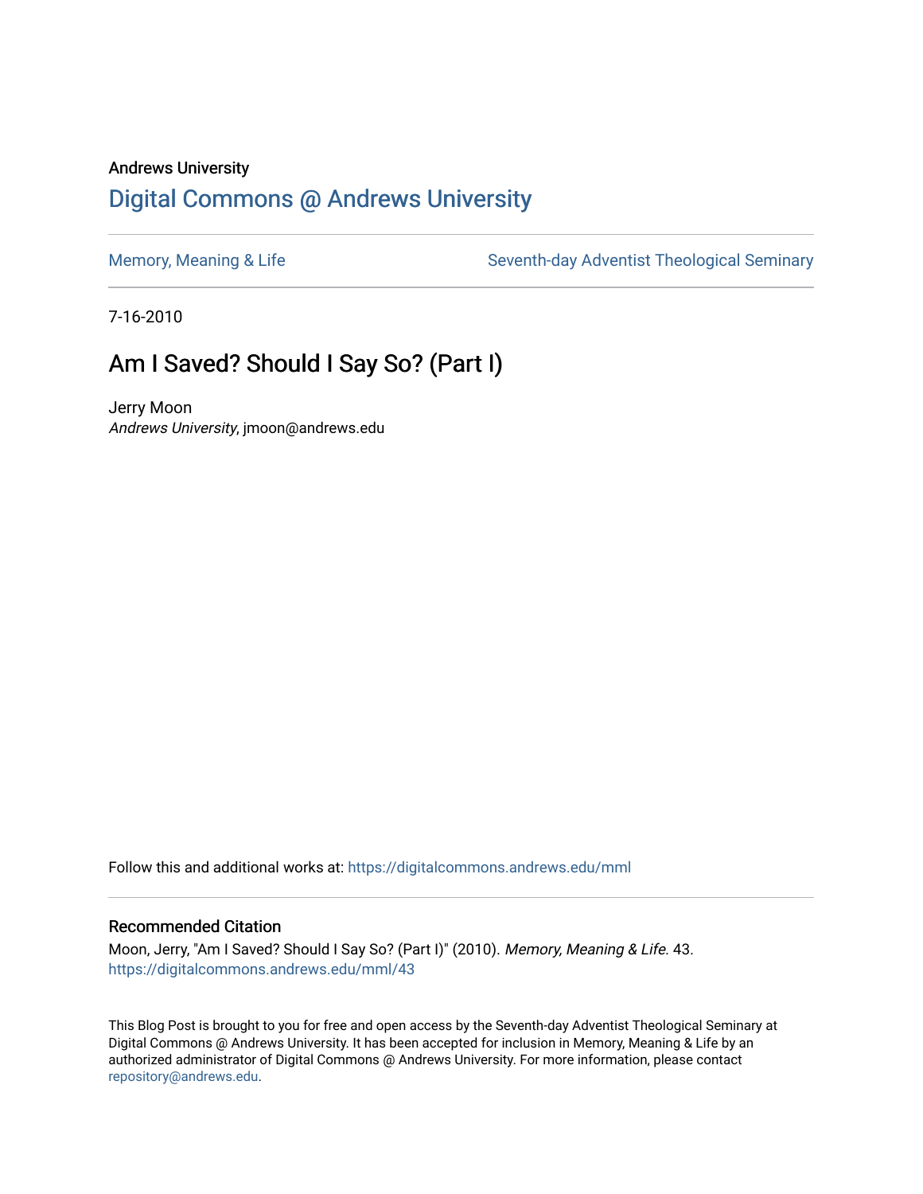Andrews University

# Digital Commons @ Andrews University

Memory, Meaning & Life

Seventh-day Adventist Theological Seminary

7-16-2010

## Am I Saved? Should I Say So? (Part I)

Jerry Moon
*Andrews University*, jmoon@andrews.edu

Follow this and additional works at: https://digitalcommons.andrews.edu/mml

### Recommended Citation

Moon, Jerry, "Am I Saved? Should I Say So? (Part I)" (2010). *Memory, Meaning & Life*. 43.
https://digitalcommons.andrews.edu/mml/43

This Blog Post is brought to you for free and open access by the Seventh-day Adventist Theological Seminary at Digital Commons @ Andrews University. It has been accepted for inclusion in Memory, Meaning & Life by an authorized administrator of Digital Commons @ Andrews University. For more information, please contact repository@andrews.edu.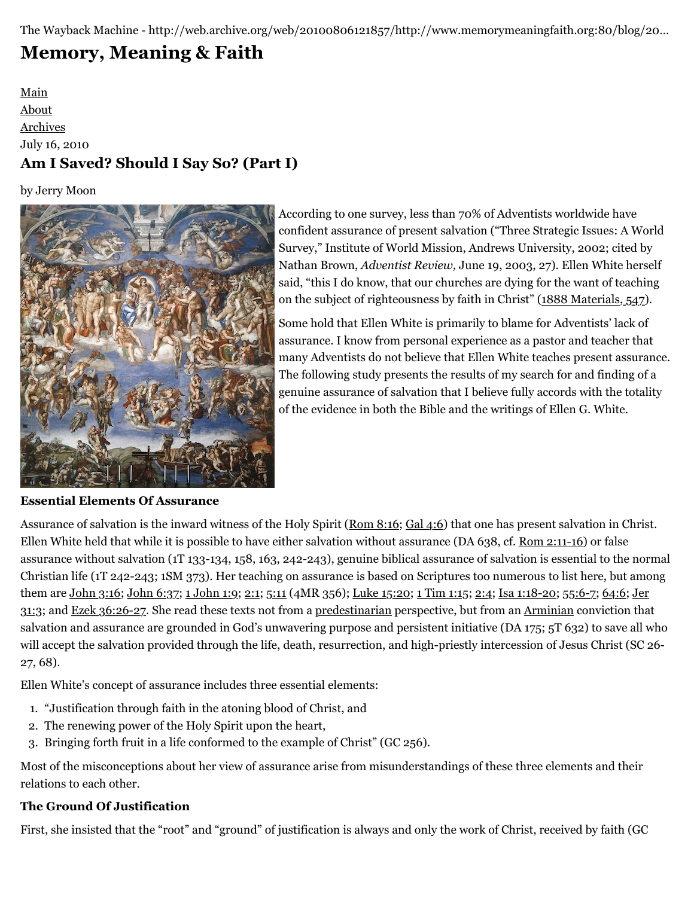The Wayback Machine - http://web.archive.org/web/20100806121857/http://www.memorymeaningfaith.org:80/blog/20...

# Memory, Meaning & Faith

[Main](#)
[About](#)
[Archives](#)

July 16, 2010

## Am I Saved? Should I Say So? (Part I)

by Jerry Moon

According to one survey, less than 70% of Adventists worldwide have confident assurance of present salvation ("Three Strategic Issues: A World Survey," Institute of World Mission, Andrews University, 2002; cited by Nathan Brown, *Adventist Review,* June 19, 2003, 27). Ellen White herself said, "this I do know, that our churches are dying for the want of teaching on the subject of righteousness by faith in Christ" (1888 Materials, 547).

Some hold that Ellen White is primarily to blame for Adventists' lack of assurance. I know from personal experience as a pastor and teacher that many Adventists do not believe that Ellen White teaches present assurance. The following study presents the results of my search for and finding of a genuine assurance of salvation that I believe fully accords with the totality of the evidence in both the Bible and the writings of Ellen G. White.

### Essential Elements Of Assurance

Assurance of salvation is the inward witness of the Holy Spirit (Rom 8:16; Gal 4:6) that one has present salvation in Christ. Ellen White held that while it is possible to have either salvation without assurance (DA 638, cf. Rom 2:11-16) or false assurance without salvation (1T 133-134, 158, 163, 242-243), genuine biblical assurance of salvation is essential to the normal Christian life (1T 242-243; 1SM 373). Her teaching on assurance is based on Scriptures too numerous to list here, but among them are John 3:16; John 6:37; 1 John 1:9; 2:1; 5:11 (4MR 356); Luke 15:20; 1 Tim 1:15; 2:4; Isa 1:18-20; 55:6-7; 64:6; Jer 31:3; and Ezek 36:26-27. She read these texts not from a predestinarian perspective, but from an Arminian conviction that salvation and assurance are grounded in God's unwavering purpose and persistent initiative (DA 175; 5T 632) to save all who will accept the salvation provided through the life, death, resurrection, and high-priestly intercession of Jesus Christ (SC 26-27, 68).

Ellen White's concept of assurance includes three essential elements:

1. "Justification through faith in the atoning blood of Christ, and
2. The renewing power of the Holy Spirit upon the heart,
3. Bringing forth fruit in a life conformed to the example of Christ" (GC 256).

Most of the misconceptions about her view of assurance arise from misunderstandings of these three elements and their relations to each other.

### The Ground Of Justification

First, she insisted that the "root" and "ground" of justification is always and only the work of Christ, received by faith (GC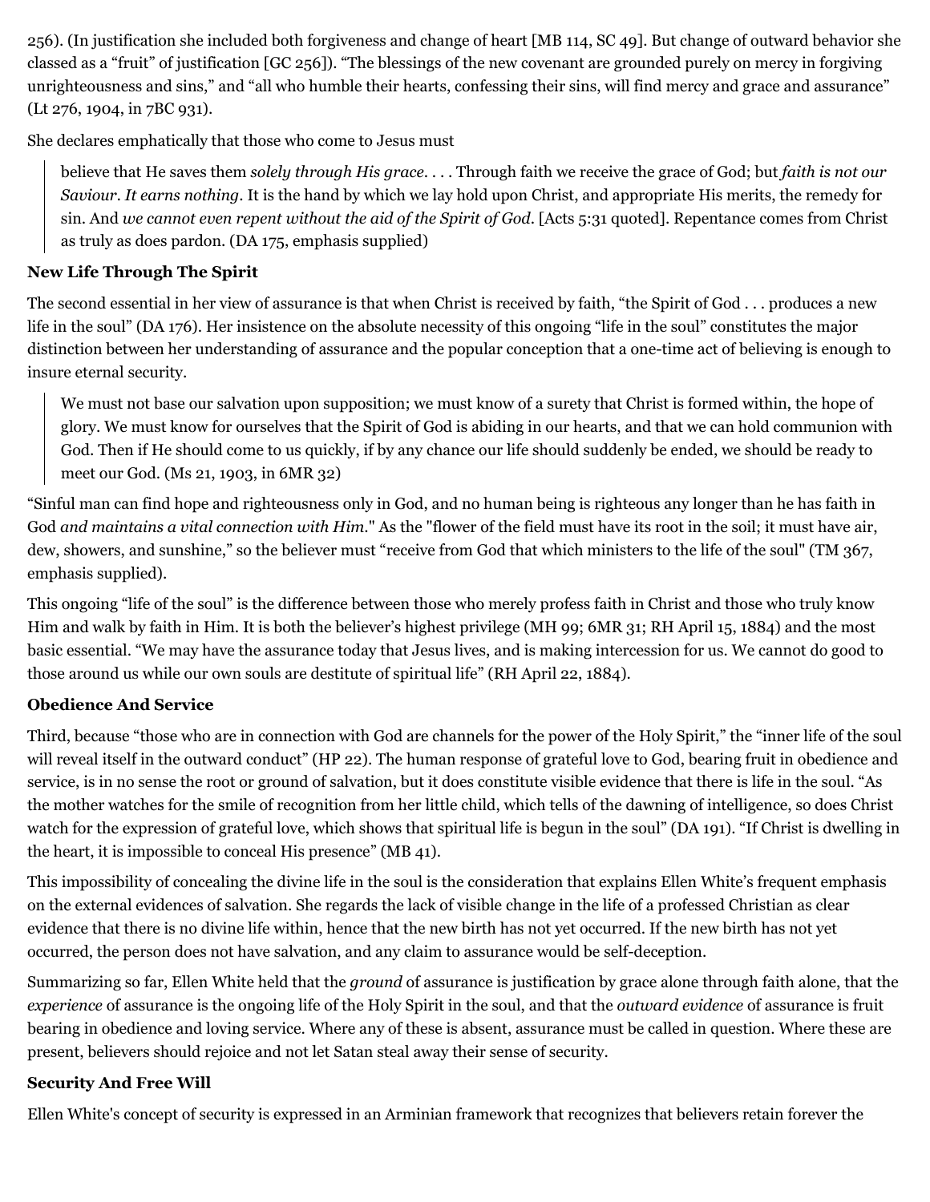256). (In justification she included both forgiveness and change of heart [MB 114, SC 49]. But change of outward behavior she classed as a "fruit" of justification [GC 256]). "The blessings of the new covenant are grounded purely on mercy in forgiving unrighteousness and sins," and "all who humble their hearts, confessing their sins, will find mercy and grace and assurance" (Lt 276, 1904, in 7BC 931).

She declares emphatically that those who come to Jesus must

> believe that He saves them *solely through His grace*. . . . Through faith we receive the grace of God; but *faith is not our Saviour. It earns nothing*. It is the hand by which we lay hold upon Christ, and appropriate His merits, the remedy for sin. And *we cannot even repent without the aid of the Spirit of God*. [Acts 5:31 quoted]. Repentance comes from Christ as truly as does pardon. (DA 175, emphasis supplied)

**New Life Through The Spirit**

The second essential in her view of assurance is that when Christ is received by faith, "the Spirit of God . . . produces a new life in the soul" (DA 176). Her insistence on the absolute necessity of this ongoing "life in the soul" constitutes the major distinction between her understanding of assurance and the popular conception that a one-time act of believing is enough to insure eternal security.

> We must not base our salvation upon supposition; we must know of a surety that Christ is formed within, the hope of glory. We must know for ourselves that the Spirit of God is abiding in our hearts, and that we can hold communion with God. Then if He should come to us quickly, if by any chance our life should suddenly be ended, we should be ready to meet our God. (Ms 21, 1903, in 6MR 32)

"Sinful man can find hope and righteousness only in God, and no human being is righteous any longer than he has faith in God *and maintains a vital connection with Him*." As the "flower of the field must have its root in the soil; it must have air, dew, showers, and sunshine," so the believer must "receive from God that which ministers to the life of the soul" (TM 367, emphasis supplied).

This ongoing "life of the soul" is the difference between those who merely profess faith in Christ and those who truly know Him and walk by faith in Him. It is both the believer's highest privilege (MH 99; 6MR 31; RH April 15, 1884) and the most basic essential. "We may have the assurance today that Jesus lives, and is making intercession for us. We cannot do good to those around us while our own souls are destitute of spiritual life" (RH April 22, 1884).

**Obedience And Service**

Third, because "those who are in connection with God are channels for the power of the Holy Spirit," the "inner life of the soul will reveal itself in the outward conduct" (HP 22). The human response of grateful love to God, bearing fruit in obedience and service, is in no sense the root or ground of salvation, but it does constitute visible evidence that there is life in the soul. "As the mother watches for the smile of recognition from her little child, which tells of the dawning of intelligence, so does Christ watch for the expression of grateful love, which shows that spiritual life is begun in the soul" (DA 191). "If Christ is dwelling in the heart, it is impossible to conceal His presence" (MB 41).

This impossibility of concealing the divine life in the soul is the consideration that explains Ellen White's frequent emphasis on the external evidences of salvation. She regards the lack of visible change in the life of a professed Christian as clear evidence that there is no divine life within, hence that the new birth has not yet occurred. If the new birth has not yet occurred, the person does not have salvation, and any claim to assurance would be self-deception.

Summarizing so far, Ellen White held that the *ground* of assurance is justification by grace alone through faith alone, that the *experience* of assurance is the ongoing life of the Holy Spirit in the soul, and that the *outward evidence* of assurance is fruit bearing in obedience and loving service. Where any of these is absent, assurance must be called in question. Where these are present, believers should rejoice and not let Satan steal away their sense of security.

**Security And Free Will**

Ellen White's concept of security is expressed in an Arminian framework that recognizes that believers retain forever the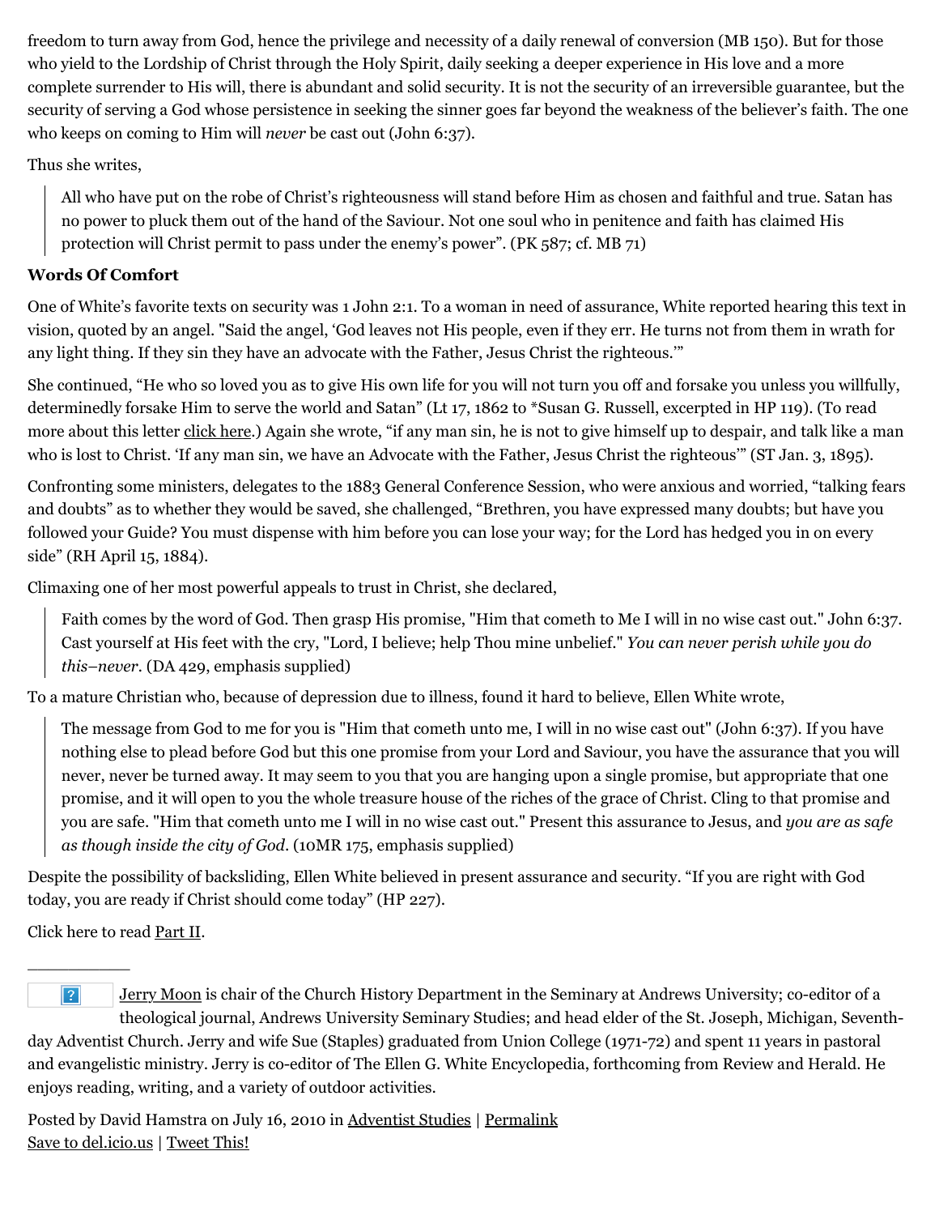freedom to turn away from God, hence the privilege and necessity of a daily renewal of conversion (MB 150). But for those who yield to the Lordship of Christ through the Holy Spirit, daily seeking a deeper experience in His love and a more complete surrender to His will, there is abundant and solid security. It is not the security of an irreversible guarantee, but the security of serving a God whose persistence in seeking the sinner goes far beyond the weakness of the believer's faith. The one who keeps on coming to Him will *never* be cast out (John 6:37).

Thus she writes,

> All who have put on the robe of Christ's righteousness will stand before Him as chosen and faithful and true. Satan has no power to pluck them out of the hand of the Saviour. Not one soul who in penitence and faith has claimed His protection will Christ permit to pass under the enemy's power". (PK 587; cf. MB 71)

**Words Of Comfort**

One of White's favorite texts on security was 1 John 2:1. To a woman in need of assurance, White reported hearing this text in vision, quoted by an angel. "Said the angel, 'God leaves not His people, even if they err. He turns not from them in wrath for any light thing. If they sin they have an advocate with the Father, Jesus Christ the righteous.'"

She continued, "He who so loved you as to give His own life for you will not turn you off and forsake you unless you willfully, determinedly forsake Him to serve the world and Satan" (Lt 17, 1862 to *Susan G. Russell, excerpted in HP 119). (To read more about this letter click here.) Again she wrote, "if any man sin, he is not to give himself up to despair, and talk like a man who is lost to Christ. 'If any man sin, we have an Advocate with the Father, Jesus Christ the righteous'" (ST Jan. 3, 1895).

Confronting some ministers, delegates to the 1883 General Conference Session, who were anxious and worried, "talking fears and doubts" as to whether they would be saved, she challenged, "Brethren, you have expressed many doubts; but have you followed your Guide? You must dispense with him before you can lose your way; for the Lord has hedged you in on every side" (RH April 15, 1884).

Climaxing one of her most powerful appeals to trust in Christ, she declared,

> Faith comes by the word of God. Then grasp His promise, "Him that cometh to Me I will in no wise cast out." John 6:37. Cast yourself at His feet with the cry, "Lord, I believe; help Thou mine unbelief." *You can never perish while you do this–never*. (DA 429, emphasis supplied)

To a mature Christian who, because of depression due to illness, found it hard to believe, Ellen White wrote,

> The message from God to me for you is "Him that cometh unto me, I will in no wise cast out" (John 6:37). If you have nothing else to plead before God but this one promise from your Lord and Saviour, you have the assurance that you will never, never be turned away. It may seem to you that you are hanging upon a single promise, but appropriate that one promise, and it will open to you the whole treasure house of the riches of the grace of Christ. Cling to that promise and you are safe. "Him that cometh unto me I will in no wise cast out." Present this assurance to Jesus, and *you are as safe as though inside the city of God*. (10MR 175, emphasis supplied)

Despite the possibility of backsliding, Ellen White believed in present assurance and security. "If you are right with God today, you are ready if Christ should come today" (HP 227).

Click here to read Part II.

---

Jerry Moon is chair of the Church History Department in the Seminary at Andrews University; co-editor of a theological journal, Andrews University Seminary Studies; and head elder of the St. Joseph, Michigan, Seventh-day Adventist Church. Jerry and wife Sue (Staples) graduated from Union College (1971-72) and spent 11 years in pastoral and evangelistic ministry. Jerry is co-editor of The Ellen G. White Encyclopedia, forthcoming from Review and Herald. He enjoys reading, writing, and a variety of outdoor activities.

Posted by David Hamstra on July 16, 2010 in Adventist Studies | Permalink
Save to del.icio.us | Tweet This!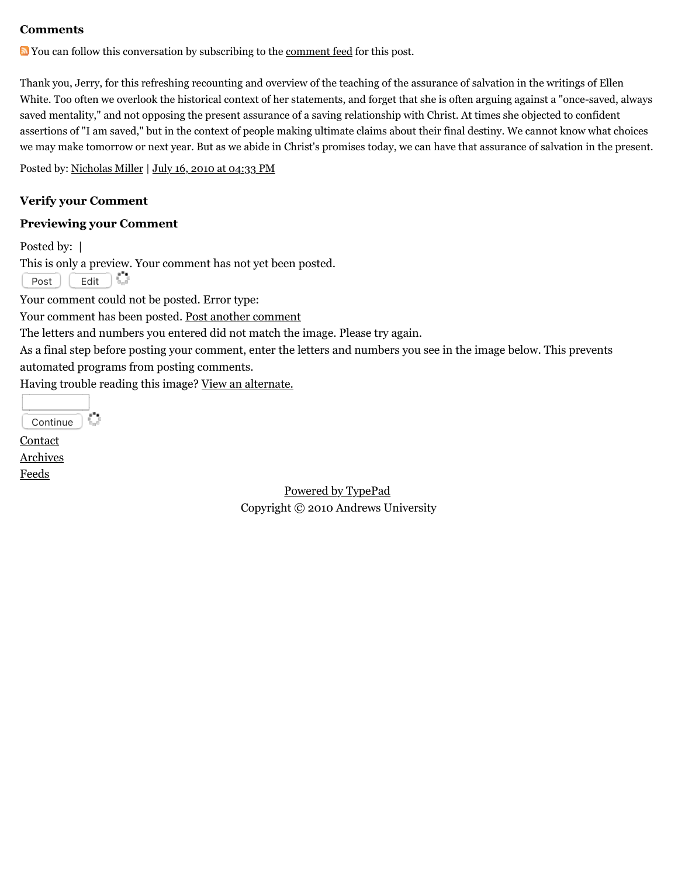### Comments

You can follow this conversation by subscribing to the comment feed for this post.

Thank you, Jerry, for this refreshing recounting and overview of the teaching of the assurance of salvation in the writings of Ellen White. Too often we overlook the historical context of her statements, and forget that she is often arguing against a "once-saved, always saved mentality," and not opposing the present assurance of a saving relationship with Christ. At times she objected to confident assertions of "I am saved," but in the context of people making ultimate claims about their final destiny. We cannot know what choices we may make tomorrow or next year. But as we abide in Christ's promises today, we can have that assurance of salvation in the present.

Posted by: Nicholas Miller | July 16, 2010 at 04:33 PM

### Verify your Comment

### Previewing your Comment

Posted by: |

This is only a preview. Your comment has not yet been posted.

Post Edit

Your comment could not be posted. Error type:

Your comment has been posted. Post another comment

The letters and numbers you entered did not match the image. Please try again.

As a final step before posting your comment, enter the letters and numbers you see in the image below. This prevents automated programs from posting comments.

Having trouble reading this image? View an alternate.

Continue

Contact

Archives

Feeds

Powered by TypePad

Copyright © 2010 Andrews University